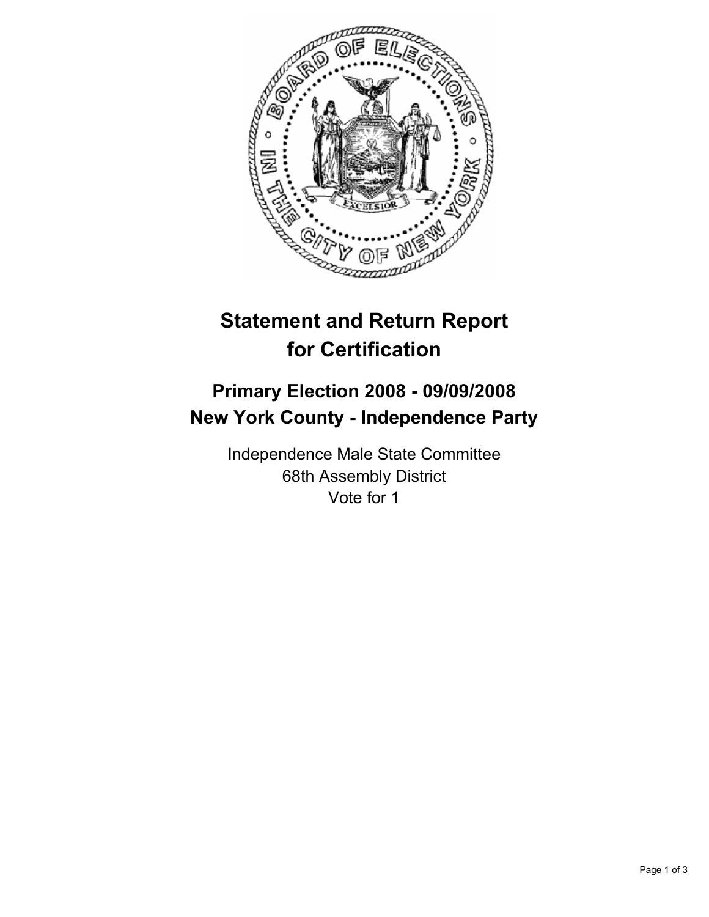# Statement and Return Report for Certification

## Primary Election 2008 - 09/09/2008
## New York County - Independence Party

Independence Male State Committee
68th Assembly District
Vote for 1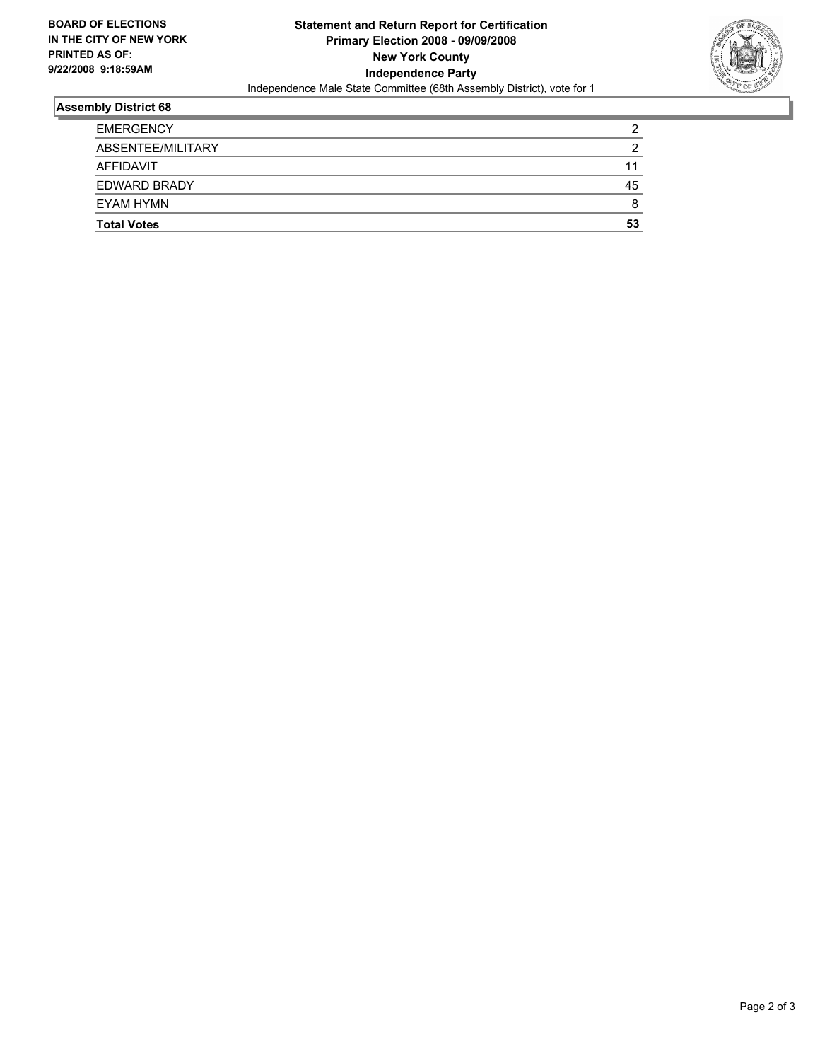**BOARD OF ELECTIONS IN THE CITY OF NEW YORK PRINTED AS OF: 9/22/2008 9:18:59AM**

# Statement and Return Report for Certification
## Primary Election 2008 - 09/09/2008
## New York County
## Independence Party

Independence Male State Committee (68th Assembly District), vote for 1

### Assembly District 68

| | |
|---|---|
| EMERGENCY | 2 |
| ABSENTEE/MILITARY | 2 |
| AFFIDAVIT | 11 |
| EDWARD BRADY | 45 |
| EYAM HYMN | 8 |
| **Total Votes** | **53** |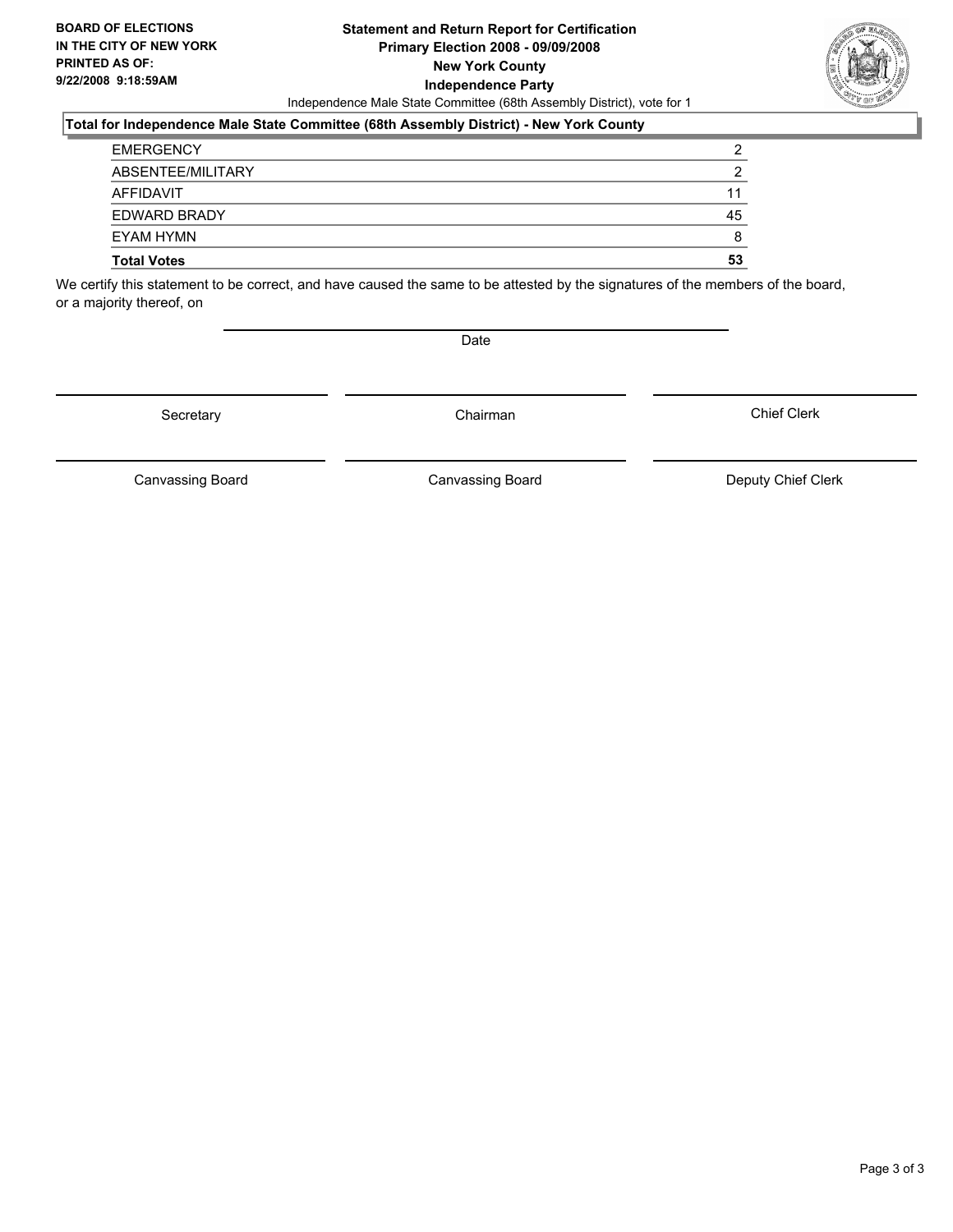**BOARD OF ELECTIONS IN THE CITY OF NEW YORK PRINTED AS OF: 9/22/2008 9:18:59AM**

**Statement and Return Report for Certification**
**Primary Election 2008 - 09/09/2008**
**New York County**
**Independence Party**

Independence Male State Committee (68th Assembly District), vote for 1

**Total for Independence Male State Committee (68th Assembly District) - New York County**

| | |
|---|---|
| EMERGENCY | 2 |
| ABSENTEE/MILITARY | 2 |
| AFFIDAVIT | 11 |
| EDWARD BRADY | 45 |
| EYAM HYMN | 8 |
| **Total Votes** | **53** |

We certify this statement to be correct, and have caused the same to be attested by the signatures of the members of the board, or a majority thereof, on

Date

Secretary | Chairman | Chief Clerk

Canvassing Board | Canvassing Board | Deputy Chief Clerk